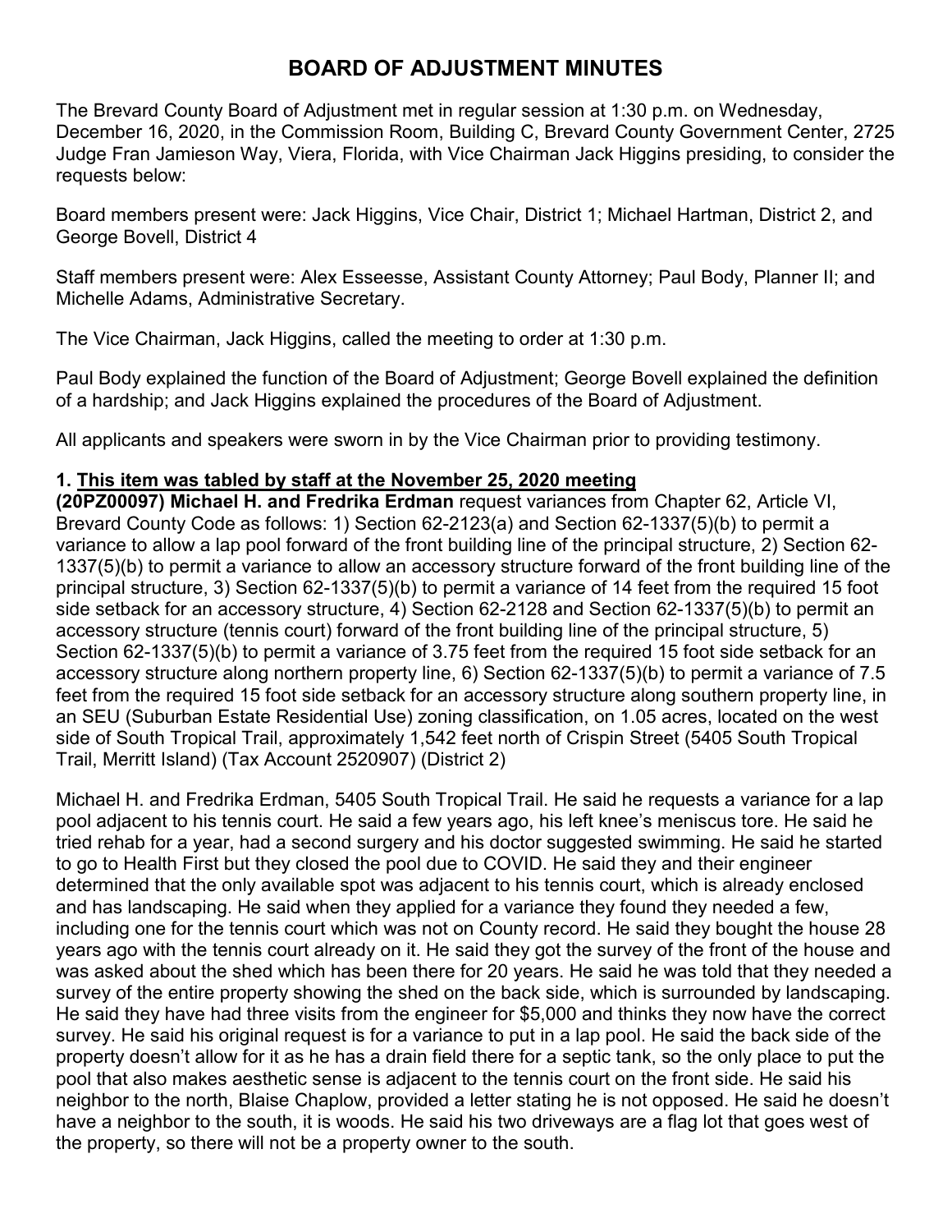# BOARD OF ADJUSTMENT MINUTES

The Brevard County Board of Adjustment met in regular session at 1:30 p.m. on Wednesday, December 16, 2020, in the Commission Room, Building C, Brevard County Government Center, 2725 Judge Fran Jamieson Way, Viera, Florida, with Vice Chairman Jack Higgins presiding, to consider the requests below:

Board members present were: Jack Higgins, Vice Chair, District 1; Michael Hartman, District 2, and George Bovell, District 4

Staff members present were: Alex Esseesse, Assistant County Attorney; Paul Body, Planner II; and Michelle Adams, Administrative Secretary.

The Vice Chairman, Jack Higgins, called the meeting to order at 1:30 p.m.

Paul Body explained the function of the Board of Adjustment; George Bovell explained the definition of a hardship; and Jack Higgins explained the procedures of the Board of Adjustment.

All applicants and speakers were sworn in by the Vice Chairman prior to providing testimony.

**1. This item was tabled by staff at the November 25, 2020 meeting**

**(20PZ00097) Michael H. and Fredrika Erdman** request variances from Chapter 62, Article VI, Brevard County Code as follows: 1) Section 62-2123(a) and Section 62-1337(5)(b) to permit a variance to allow a lap pool forward of the front building line of the principal structure, 2) Section 62-1337(5)(b) to permit a variance to allow an accessory structure forward of the front building line of the principal structure, 3) Section 62-1337(5)(b) to permit a variance of 14 feet from the required 15 foot side setback for an accessory structure, 4) Section 62-2128 and Section 62-1337(5)(b) to permit an accessory structure (tennis court) forward of the front building line of the principal structure, 5) Section 62-1337(5)(b) to permit a variance of 3.75 feet from the required 15 foot side setback for an accessory structure along northern property line, 6) Section 62-1337(5)(b) to permit a variance of 7.5 feet from the required 15 foot side setback for an accessory structure along southern property line, in an SEU (Suburban Estate Residential Use) zoning classification, on 1.05 acres, located on the west side of South Tropical Trail, approximately 1,542 feet north of Crispin Street (5405 South Tropical Trail, Merritt Island) (Tax Account 2520907) (District 2)

Michael H. and Fredrika Erdman, 5405 South Tropical Trail. He said he requests a variance for a lap pool adjacent to his tennis court. He said a few years ago, his left knee's meniscus tore. He said he tried rehab for a year, had a second surgery and his doctor suggested swimming. He said he started to go to Health First but they closed the pool due to COVID. He said they and their engineer determined that the only available spot was adjacent to his tennis court, which is already enclosed and has landscaping. He said when they applied for a variance they found they needed a few, including one for the tennis court which was not on County record. He said they bought the house 28 years ago with the tennis court already on it. He said they got the survey of the front of the house and was asked about the shed which has been there for 20 years. He said he was told that they needed a survey of the entire property showing the shed on the back side, which is surrounded by landscaping. He said they have had three visits from the engineer for $5,000 and thinks they now have the correct survey. He said his original request is for a variance to put in a lap pool. He said the back side of the property doesn't allow for it as he has a drain field there for a septic tank, so the only place to put the pool that also makes aesthetic sense is adjacent to the tennis court on the front side. He said his neighbor to the north, Blaise Chaplow, provided a letter stating he is not opposed. He said he doesn't have a neighbor to the south, it is woods. He said his two driveways are a flag lot that goes west of the property, so there will not be a property owner to the south.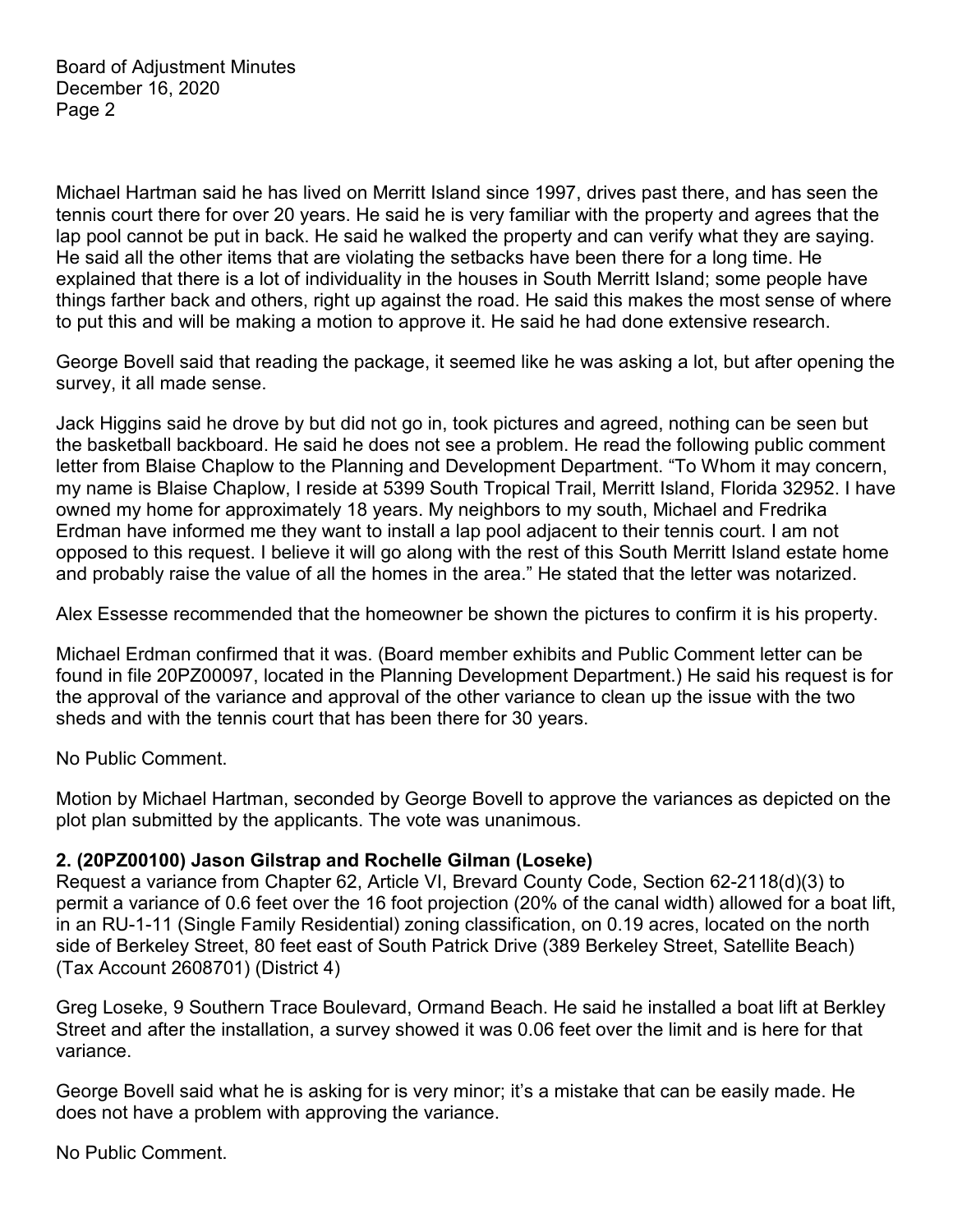Michael Hartman said he has lived on Merritt Island since 1997, drives past there, and has seen the tennis court there for over 20 years. He said he is very familiar with the property and agrees that the lap pool cannot be put in back. He said he walked the property and can verify what they are saying. He said all the other items that are violating the setbacks have been there for a long time. He explained that there is a lot of individuality in the houses in South Merritt Island; some people have things farther back and others, right up against the road. He said this makes the most sense of where to put this and will be making a motion to approve it. He said he had done extensive research.

George Bovell said that reading the package, it seemed like he was asking a lot, but after opening the survey, it all made sense.

Jack Higgins said he drove by but did not go in, took pictures and agreed, nothing can be seen but the basketball backboard. He said he does not see a problem. He read the following public comment letter from Blaise Chaplow to the Planning and Development Department. "To Whom it may concern, my name is Blaise Chaplow, I reside at 5399 South Tropical Trail, Merritt Island, Florida 32952. I have owned my home for approximately 18 years. My neighbors to my south, Michael and Fredrika Erdman have informed me they want to install a lap pool adjacent to their tennis court. I am not opposed to this request. I believe it will go along with the rest of this South Merritt Island estate home and probably raise the value of all the homes in the area." He stated that the letter was notarized.

Alex Essesse recommended that the homeowner be shown the pictures to confirm it is his property.

Michael Erdman confirmed that it was. (Board member exhibits and Public Comment letter can be found in file 20PZ00097, located in the Planning Development Department.) He said his request is for the approval of the variance and approval of the other variance to clean up the issue with the two sheds and with the tennis court that has been there for 30 years.

No Public Comment.

Motion by Michael Hartman, seconded by George Bovell to approve the variances as depicted on the plot plan submitted by the applicants. The vote was unanimous.

**2. (20PZ00100) Jason Gilstrap and Rochelle Gilman (Loseke)**

Request a variance from Chapter 62, Article VI, Brevard County Code, Section 62-2118(d)(3) to permit a variance of 0.6 feet over the 16 foot projection (20% of the canal width) allowed for a boat lift, in an RU-1-11 (Single Family Residential) zoning classification, on 0.19 acres, located on the north side of Berkeley Street, 80 feet east of South Patrick Drive (389 Berkeley Street, Satellite Beach) (Tax Account 2608701) (District 4)

Greg Loseke, 9 Southern Trace Boulevard, Ormand Beach. He said he installed a boat lift at Berkley Street and after the installation, a survey showed it was 0.06 feet over the limit and is here for that variance.

George Bovell said what he is asking for is very minor; it's a mistake that can be easily made. He does not have a problem with approving the variance.

No Public Comment.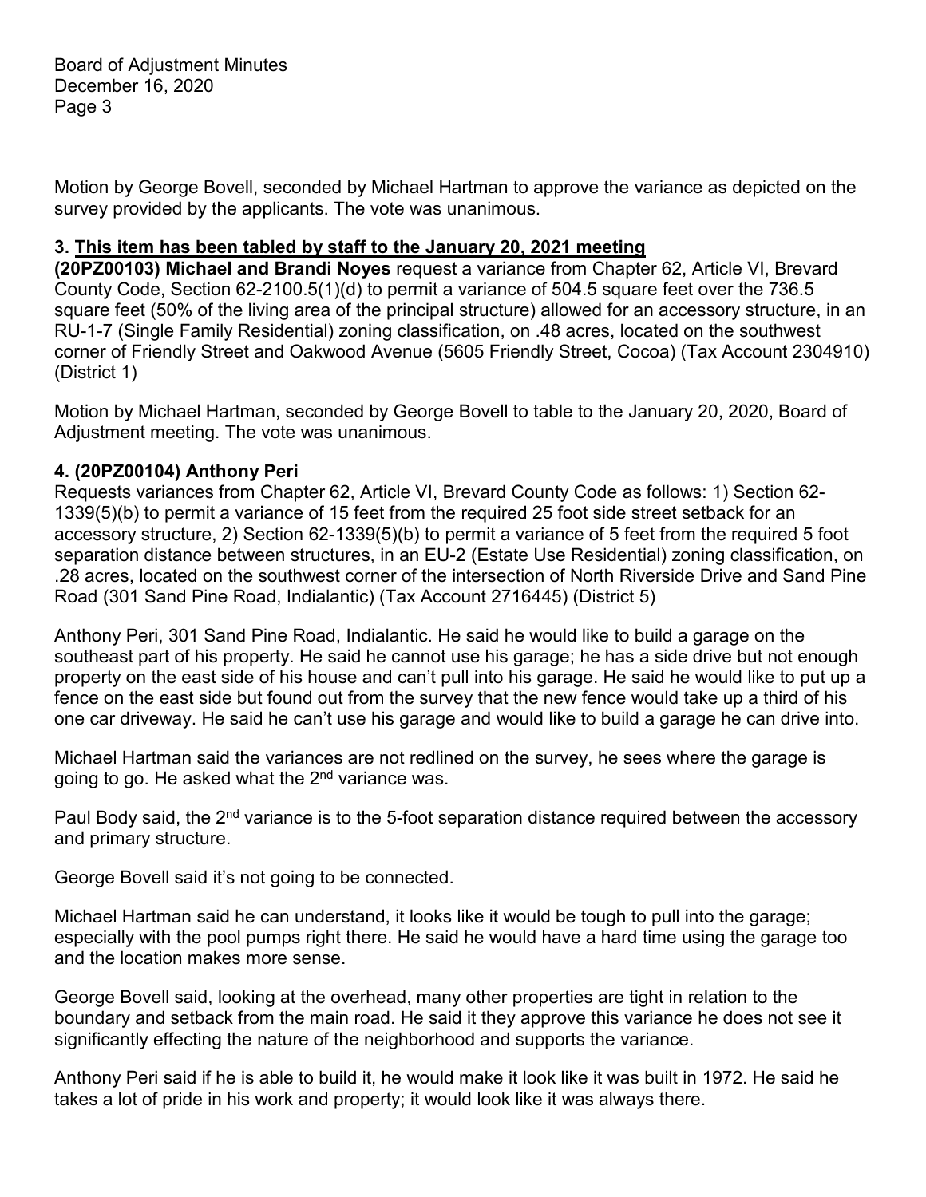Motion by George Bovell, seconded by Michael Hartman to approve the variance as depicted on the survey provided by the applicants. The vote was unanimous.

**3. <u>This item has been tabled by staff to the January 20, 2021 meeting</u>**
**(20PZ00103) Michael and Brandi Noyes** request a variance from Chapter 62, Article VI, Brevard County Code, Section 62-2100.5(1)(d) to permit a variance of 504.5 square feet over the 736.5 square feet (50% of the living area of the principal structure) allowed for an accessory structure, in an RU-1-7 (Single Family Residential) zoning classification, on .48 acres, located on the southwest corner of Friendly Street and Oakwood Avenue (5605 Friendly Street, Cocoa) (Tax Account 2304910) (District 1)

Motion by Michael Hartman, seconded by George Bovell to table to the January 20, 2020, Board of Adjustment meeting. The vote was unanimous.

**4. (20PZ00104) Anthony Peri**
Requests variances from Chapter 62, Article VI, Brevard County Code as follows: 1) Section 62-1339(5)(b) to permit a variance of 15 feet from the required 25 foot side street setback for an accessory structure, 2) Section 62-1339(5)(b) to permit a variance of 5 feet from the required 5 foot separation distance between structures, in an EU-2 (Estate Use Residential) zoning classification, on .28 acres, located on the southwest corner of the intersection of North Riverside Drive and Sand Pine Road (301 Sand Pine Road, Indialantic) (Tax Account 2716445) (District 5)

Anthony Peri, 301 Sand Pine Road, Indialantic. He said he would like to build a garage on the southeast part of his property. He said he cannot use his garage; he has a side drive but not enough property on the east side of his house and can't pull into his garage. He said he would like to put up a fence on the east side but found out from the survey that the new fence would take up a third of his one car driveway. He said he can't use his garage and would like to build a garage he can drive into.

Michael Hartman said the variances are not redlined on the survey, he sees where the garage is going to go. He asked what the 2nd variance was.

Paul Body said, the 2nd variance is to the 5-foot separation distance required between the accessory and primary structure.

George Bovell said it's not going to be connected.

Michael Hartman said he can understand, it looks like it would be tough to pull into the garage; especially with the pool pumps right there. He said he would have a hard time using the garage too and the location makes more sense.

George Bovell said, looking at the overhead, many other properties are tight in relation to the boundary and setback from the main road. He said it they approve this variance he does not see it significantly effecting the nature of the neighborhood and supports the variance.

Anthony Peri said if he is able to build it, he would make it look like it was built in 1972. He said he takes a lot of pride in his work and property; it would look like it was always there.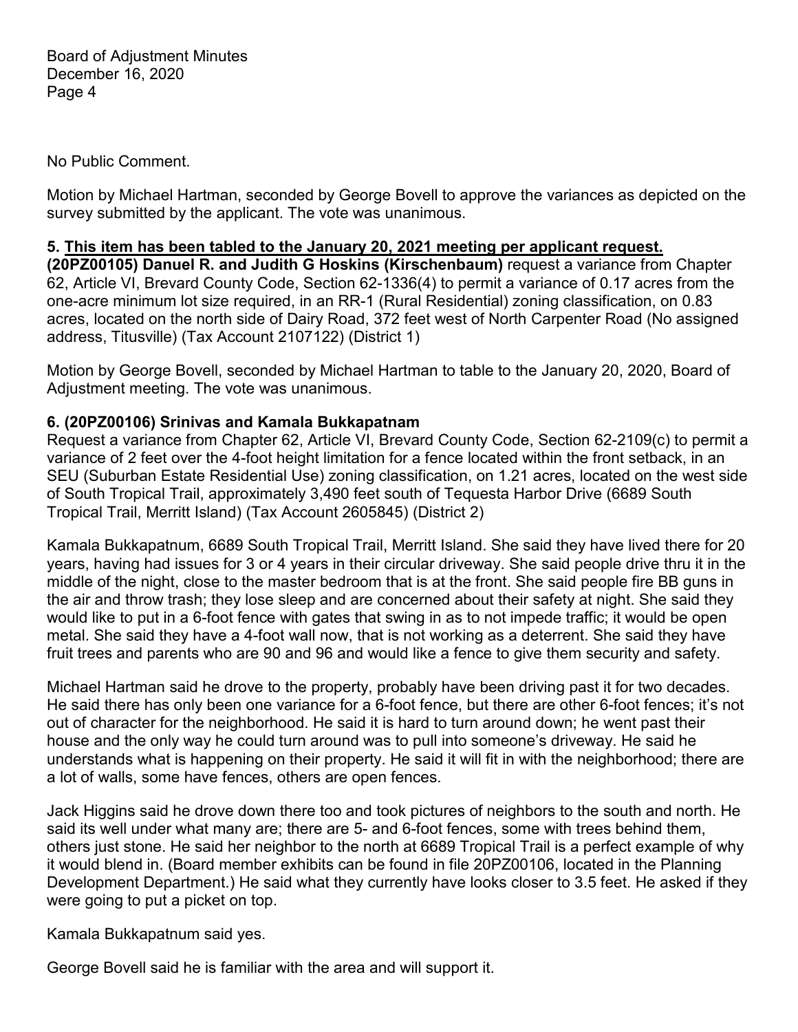No Public Comment.

Motion by Michael Hartman, seconded by George Bovell to approve the variances as depicted on the survey submitted by the applicant. The vote was unanimous.

**5. <u>This item has been tabled to the January 20, 2021 meeting per applicant request.</u>**
**(20PZ00105) Danuel R. and Judith G Hoskins (Kirschenbaum)** request a variance from Chapter 62, Article VI, Brevard County Code, Section 62-1336(4) to permit a variance of 0.17 acres from the one-acre minimum lot size required, in an RR-1 (Rural Residential) zoning classification, on 0.83 acres, located on the north side of Dairy Road, 372 feet west of North Carpenter Road (No assigned address, Titusville) (Tax Account 2107122) (District 1)

Motion by George Bovell, seconded by Michael Hartman to table to the January 20, 2020, Board of Adjustment meeting. The vote was unanimous.

**6. (20PZ00106) Srinivas and Kamala Bukkapatnam**
Request a variance from Chapter 62, Article VI, Brevard County Code, Section 62-2109(c) to permit a variance of 2 feet over the 4-foot height limitation for a fence located within the front setback, in an SEU (Suburban Estate Residential Use) zoning classification, on 1.21 acres, located on the west side of South Tropical Trail, approximately 3,490 feet south of Tequesta Harbor Drive (6689 South Tropical Trail, Merritt Island) (Tax Account 2605845) (District 2)

Kamala Bukkapatnum, 6689 South Tropical Trail, Merritt Island. She said they have lived there for 20 years, having had issues for 3 or 4 years in their circular driveway. She said people drive thru it in the middle of the night, close to the master bedroom that is at the front. She said people fire BB guns in the air and throw trash; they lose sleep and are concerned about their safety at night. She said they would like to put in a 6-foot fence with gates that swing in as to not impede traffic; it would be open metal. She said they have a 4-foot wall now, that is not working as a deterrent. She said they have fruit trees and parents who are 90 and 96 and would like a fence to give them security and safety.

Michael Hartman said he drove to the property, probably have been driving past it for two decades. He said there has only been one variance for a 6-foot fence, but there are other 6-foot fences; it's not out of character for the neighborhood. He said it is hard to turn around down; he went past their house and the only way he could turn around was to pull into someone's driveway. He said he understands what is happening on their property. He said it will fit in with the neighborhood; there are a lot of walls, some have fences, others are open fences.

Jack Higgins said he drove down there too and took pictures of neighbors to the south and north. He said its well under what many are; there are 5- and 6-foot fences, some with trees behind them, others just stone. He said her neighbor to the north at 6689 Tropical Trail is a perfect example of why it would blend in. (Board member exhibits can be found in file 20PZ00106, located in the Planning Development Department.) He said what they currently have looks closer to 3.5 feet. He asked if they were going to put a picket on top.

Kamala Bukkapatnum said yes.

George Bovell said he is familiar with the area and will support it.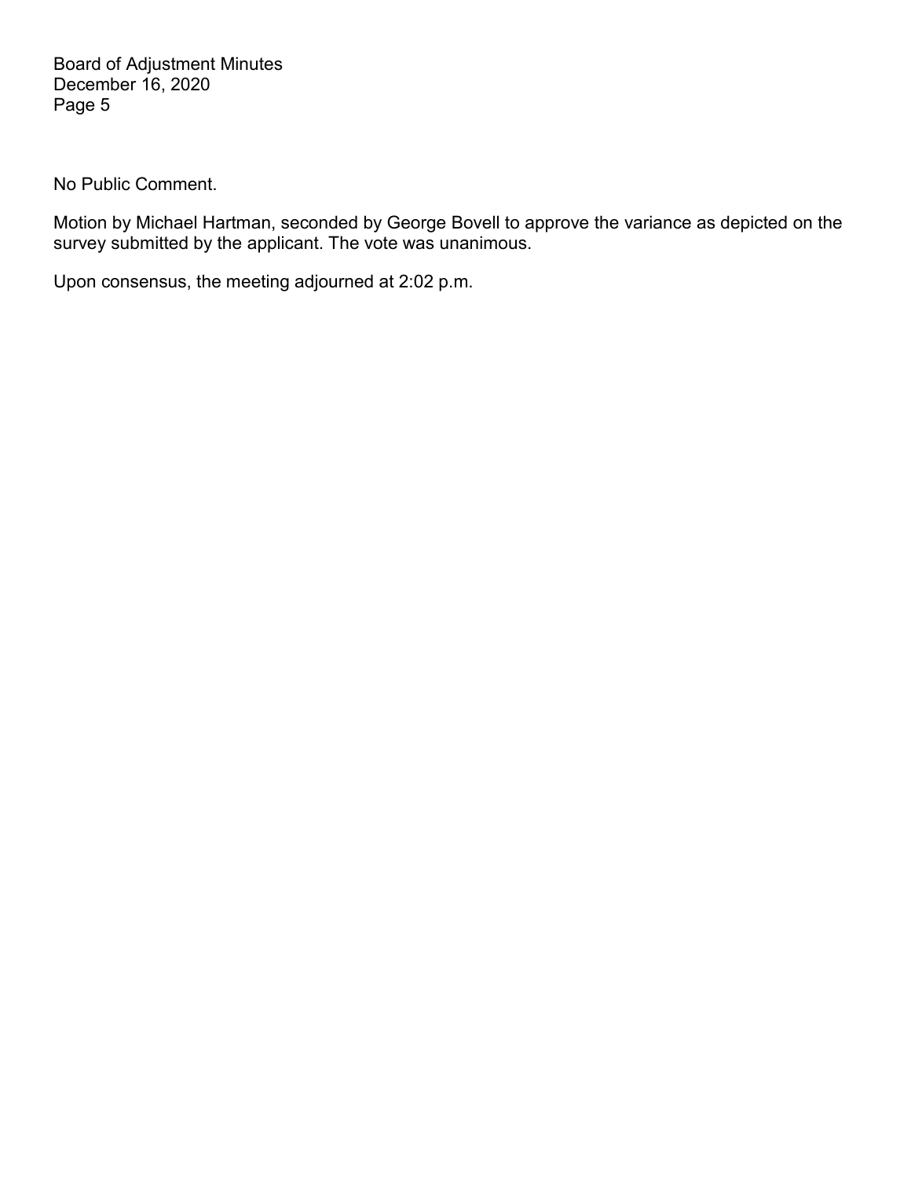No Public Comment.

Motion by Michael Hartman, seconded by George Bovell to approve the variance as depicted on the survey submitted by the applicant. The vote was unanimous.

Upon consensus, the meeting adjourned at 2:02 p.m.